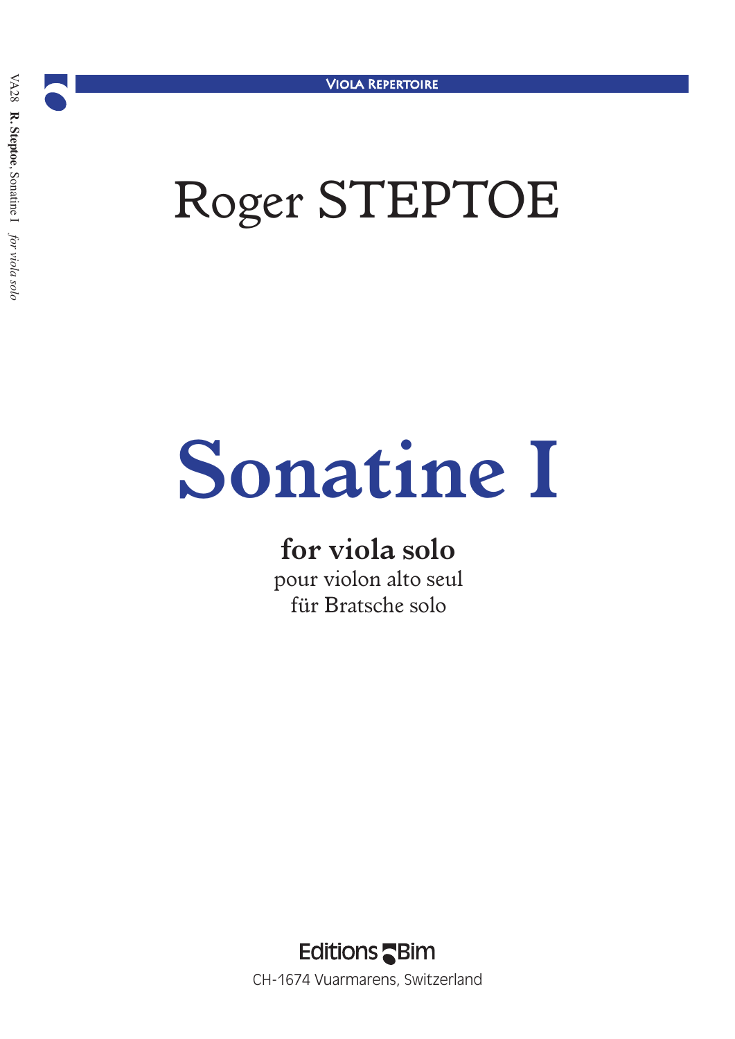VIOLA REPERTOIRE

# Roger STEPTOE

# Sonatine I

**for viola solo**

pour violon alto seul

für Bratsche solo

Editions Bim

CH-1674 Vuarmarens, Switzerland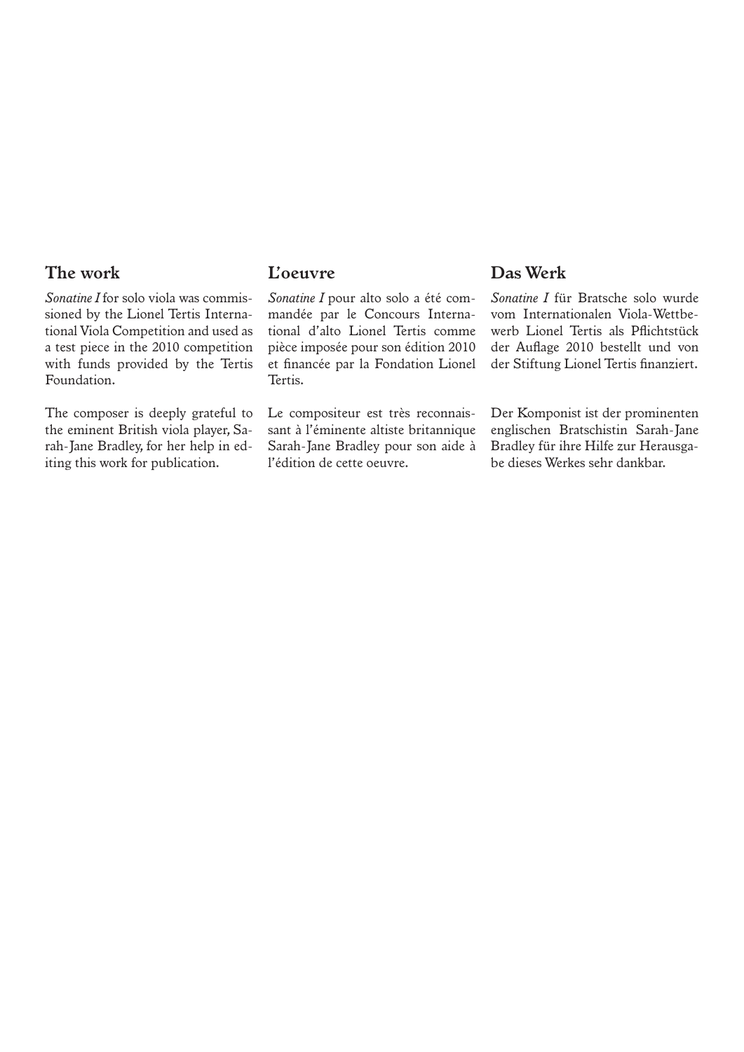## The work

*Sonatine I* for solo viola was commissioned by the Lionel Tertis International Viola Competition and used as a test piece in the 2010 competition with funds provided by the Tertis Foundation.

The composer is deeply grateful to the eminent British viola player, Sarah-Jane Bradley, for her help in editing this work for publication.

## L'oeuvre

*Sonatine I* pour alto solo a été commandée par le Concours International d'alto Lionel Tertis comme pièce imposée pour son édition 2010 et financée par la Fondation Lionel Tertis.

Le compositeur est très reconnaissant à l'éminente altiste britannique Sarah-Jane Bradley pour son aide à l'édition de cette oeuvre.

## Das Werk

*Sonatine I* für Bratsche solo wurde vom Internationalen Viola-Wettbewerb Lionel Tertis als Pflichtstück der Auflage 2010 bestellt und von der Stiftung Lionel Tertis finanziert.

Der Komponist ist der prominenten englischen Bratschistin Sarah-Jane Bradley für ihre Hilfe zur Herausgabe dieses Werkes sehr dankbar.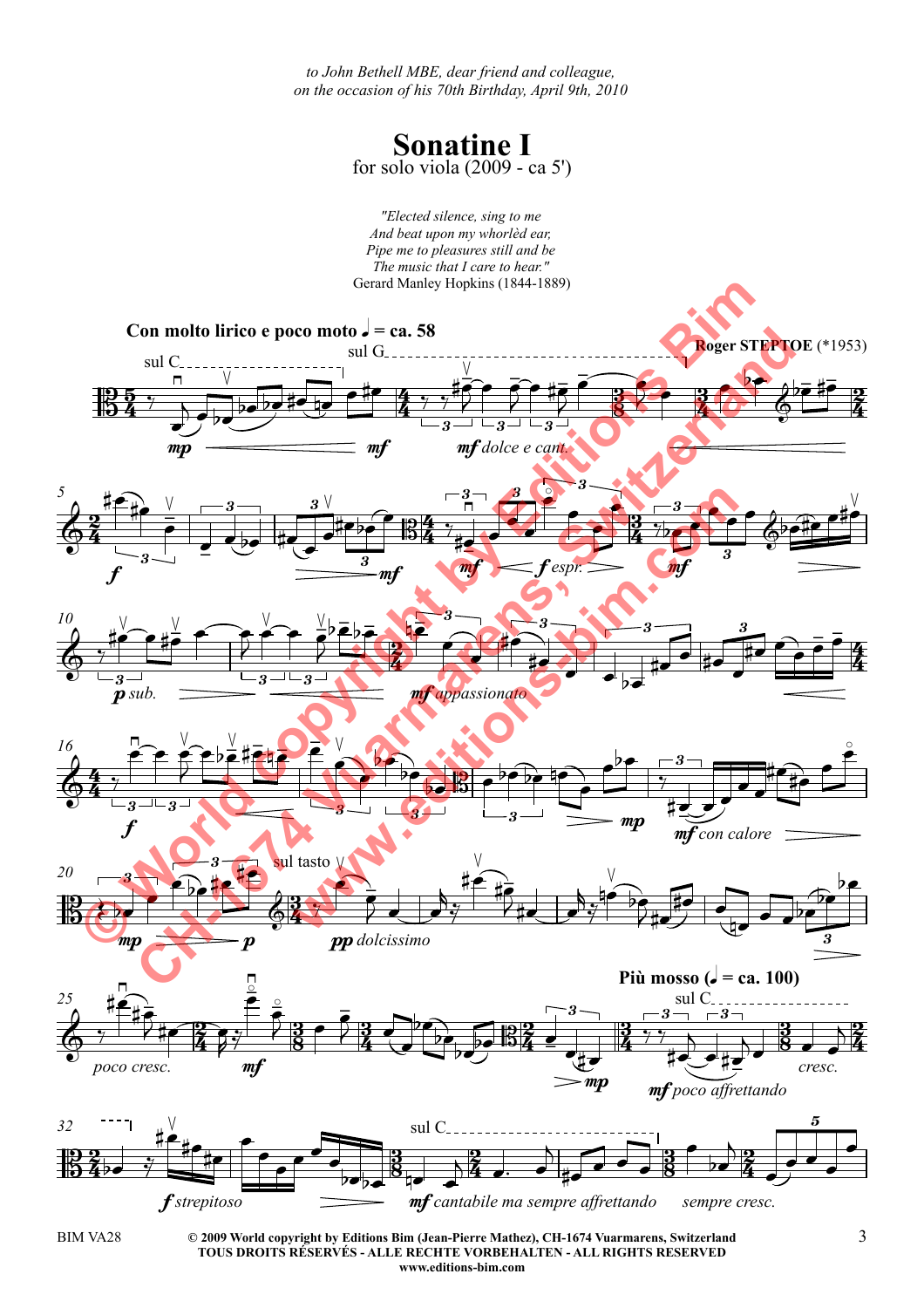*to John Bethell MBE, dear friend and colleague,*
*on the occasion of his 70th Birthday, April 9th, 2010*

# Sonatine I

for solo viola (2009 - ca 5')

*"Elected silence, sing to me*
*And beat upon my whorlèd ear,*
*Pipe me to pleasures still and be*
*The music that I care to hear."*
Gerard Manley Hopkins (1844-1889)

**Roger STEPTOE** (*1953)

**Con molto lirico e poco moto ♩ = ca. 58**

© 2009 World copyright by Editions Bim (Jean-Pierre Mathez), CH-1674 Vuarmarens, Switzerland
TOUS DROITS RÉSERVÉS - ALLE RECHTE VORBEHALTEN - ALL RIGHTS RESERVED
www.editions-bim.com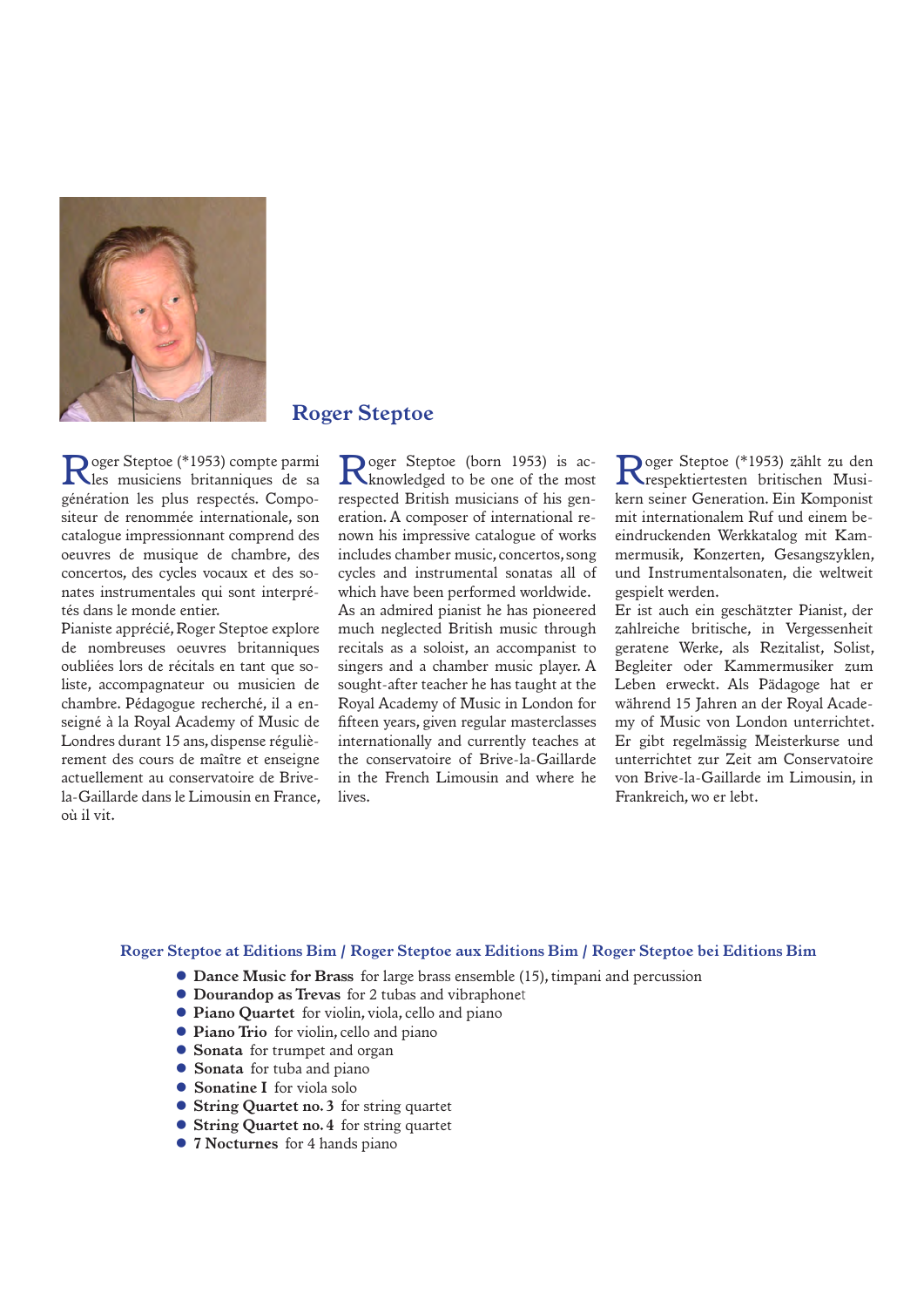## Roger Steptoe

Roger Steptoe (*1953) compte parmi les musiciens britanniques de sa génération les plus respectés. Compositeur de renommée internationale, son catalogue impressionnant comprend des oeuvres de musique de chambre, des concertos, des cycles vocaux et des sonates instrumentales qui sont interprétés dans le monde entier.
Pianiste apprécié, Roger Steptoe explore de nombreuses oeuvres britanniques oubliées lors de récitals en tant que soliste, accompagnateur ou musicien de chambre. Pédagogue recherché, il a enseigné à la Royal Academy of Music de Londres durant 15 ans, dispense régulièrement des cours de maître et enseigne actuellement au conservatoire de Brive-la-Gaillarde dans le Limousin en France, où il vit.

Roger Steptoe (born 1953) is acknowledged to be one of the most respected British musicians of his generation. A composer of international renown his impressive catalogue of works includes chamber music, concertos, song cycles and instrumental sonatas all of which have been performed worldwide.
As an admired pianist he has pioneered much neglected British music through recitals as a soloist, an accompanist to singers and a chamber music player. A sought-after teacher he has taught at the Royal Academy of Music in London for fifteen years, given regular masterclasses internationally and currently teaches at the conservatoire of Brive-la-Gaillarde in the French Limousin and where he lives.

Roger Steptoe (*1953) zählt zu den respektiertesten britischen Musikern seiner Generation. Ein Komponist mit internationalem Ruf und einem beeindruckenden Werkkatalog mit Kammermusik, Konzerten, Gesangszyklen, und Instrumentalsonaten, die weltweit gespielt werden.
Er ist auch ein geschätzter Pianist, der zahlreiche britische, in Vergessenheit geratene Werke, als Rezitalist, Solist, Begleiter oder Kammermusiker zum Leben erweckt. Als Pädagoge hat er während 15 Jahren an der Royal Academy of Music von London unterrichtet. Er gibt regelmässig Meisterkurse und unterrichtet zur Zeit am Conservatoire von Brive-la-Gaillarde im Limousin, in Frankreich, wo er lebt.

### Roger Steptoe at Editions Bim / Roger Steptoe aux Editions Bim / Roger Steptoe bei Editions Bim

- **Dance Music for Brass** for large brass ensemble (15), timpani and percussion
- **Dourandop as Trevas** for 2 tubas and vibraphonet
- **Piano Quartet** for violin, viola, cello and piano
- **Piano Trio** for violin, cello and piano
- **Sonata** for trumpet and organ
- **Sonata** for tuba and piano
- **Sonatine I** for viola solo
- **String Quartet no. 3** for string quartet
- **String Quartet no. 4** for string quartet
- **7 Nocturnes** for 4 hands piano